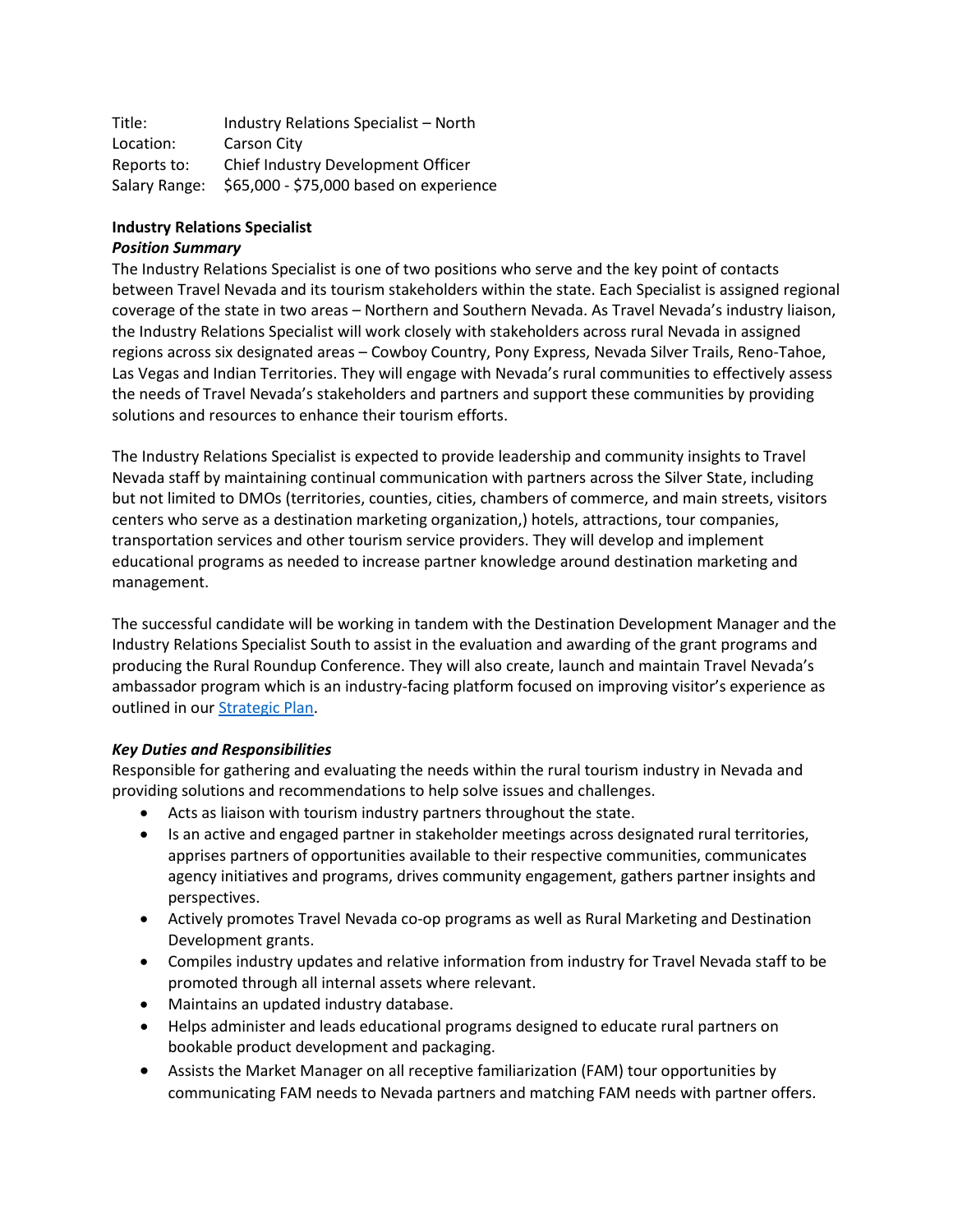Title: Industry Relations Specialist – North
Location: Carson City
Reports to: Chief Industry Development Officer
Salary Range: $65,000 - $75,000 based on experience

**Industry Relations Specialist**

***Position Summary***

The Industry Relations Specialist is one of two positions who serve and the key point of contacts between Travel Nevada and its tourism stakeholders within the state. Each Specialist is assigned regional coverage of the state in two areas – Northern and Southern Nevada. As Travel Nevada's industry liaison, the Industry Relations Specialist will work closely with stakeholders across rural Nevada in assigned regions across six designated areas – Cowboy Country, Pony Express, Nevada Silver Trails, Reno-Tahoe, Las Vegas and Indian Territories. They will engage with Nevada's rural communities to effectively assess the needs of Travel Nevada's stakeholders and partners and support these communities by providing solutions and resources to enhance their tourism efforts.

The Industry Relations Specialist is expected to provide leadership and community insights to Travel Nevada staff by maintaining continual communication with partners across the Silver State, including but not limited to DMOs (territories, counties, cities, chambers of commerce, and main streets, visitors centers who serve as a destination marketing organization,) hotels, attractions, tour companies, transportation services and other tourism service providers. They will develop and implement educational programs as needed to increase partner knowledge around destination marketing and management.

The successful candidate will be working in tandem with the Destination Development Manager and the Industry Relations Specialist South to assist in the evaluation and awarding of the grant programs and producing the Rural Roundup Conference. They will also create, launch and maintain Travel Nevada's ambassador program which is an industry-facing platform focused on improving visitor's experience as outlined in our Strategic Plan.

***Key Duties and Responsibilities***

Responsible for gathering and evaluating the needs within the rural tourism industry in Nevada and providing solutions and recommendations to help solve issues and challenges.

- Acts as liaison with tourism industry partners throughout the state.
- Is an active and engaged partner in stakeholder meetings across designated rural territories, apprises partners of opportunities available to their respective communities, communicates agency initiatives and programs, drives community engagement, gathers partner insights and perspectives.
- Actively promotes Travel Nevada co-op programs as well as Rural Marketing and Destination Development grants.
- Compiles industry updates and relative information from industry for Travel Nevada staff to be promoted through all internal assets where relevant.
- Maintains an updated industry database.
- Helps administer and leads educational programs designed to educate rural partners on bookable product development and packaging.
- Assists the Market Manager on all receptive familiarization (FAM) tour opportunities by communicating FAM needs to Nevada partners and matching FAM needs with partner offers.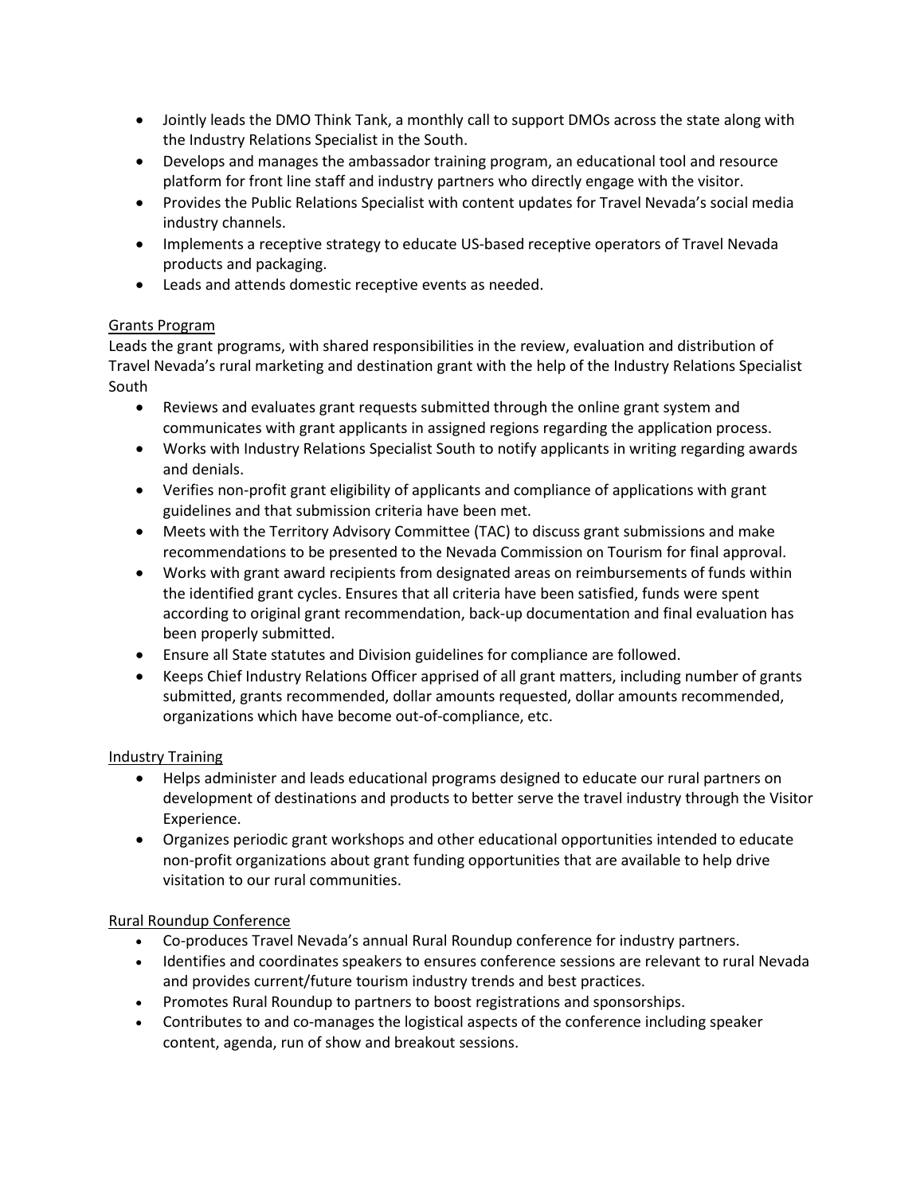- Jointly leads the DMO Think Tank, a monthly call to support DMOs across the state along with the Industry Relations Specialist in the South.
- Develops and manages the ambassador training program, an educational tool and resource platform for front line staff and industry partners who directly engage with the visitor.
- Provides the Public Relations Specialist with content updates for Travel Nevada's social media industry channels.
- Implements a receptive strategy to educate US-based receptive operators of Travel Nevada products and packaging.
- Leads and attends domestic receptive events as needed.

<u>Grants Program</u>

Leads the grant programs, with shared responsibilities in the review, evaluation and distribution of Travel Nevada's rural marketing and destination grant with the help of the Industry Relations Specialist South

- Reviews and evaluates grant requests submitted through the online grant system and communicates with grant applicants in assigned regions regarding the application process.
- Works with Industry Relations Specialist South to notify applicants in writing regarding awards and denials.
- Verifies non-profit grant eligibility of applicants and compliance of applications with grant guidelines and that submission criteria have been met.
- Meets with the Territory Advisory Committee (TAC) to discuss grant submissions and make recommendations to be presented to the Nevada Commission on Tourism for final approval.
- Works with grant award recipients from designated areas on reimbursements of funds within the identified grant cycles. Ensures that all criteria have been satisfied, funds were spent according to original grant recommendation, back-up documentation and final evaluation has been properly submitted.
- Ensure all State statutes and Division guidelines for compliance are followed.
- Keeps Chief Industry Relations Officer apprised of all grant matters, including number of grants submitted, grants recommended, dollar amounts requested, dollar amounts recommended, organizations which have become out-of-compliance, etc.

<u>Industry Training</u>

- Helps administer and leads educational programs designed to educate our rural partners on development of destinations and products to better serve the travel industry through the Visitor Experience.
- Organizes periodic grant workshops and other educational opportunities intended to educate non-profit organizations about grant funding opportunities that are available to help drive visitation to our rural communities.

<u>Rural Roundup Conference</u>

- Co-produces Travel Nevada's annual Rural Roundup conference for industry partners.
- Identifies and coordinates speakers to ensures conference sessions are relevant to rural Nevada and provides current/future tourism industry trends and best practices.
- Promotes Rural Roundup to partners to boost registrations and sponsorships.
- Contributes to and co-manages the logistical aspects of the conference including speaker content, agenda, run of show and breakout sessions.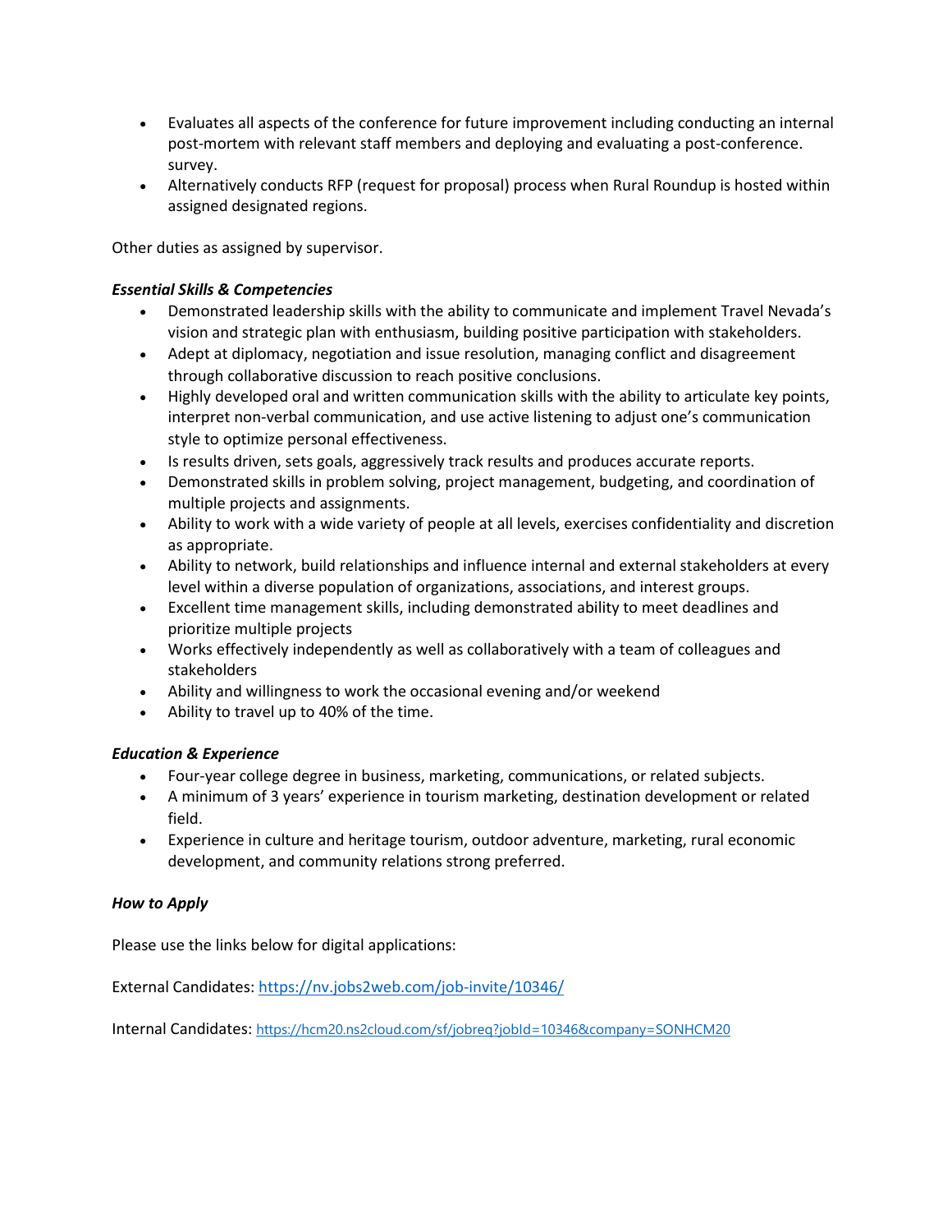- Evaluates all aspects of the conference for future improvement including conducting an internal post-mortem with relevant staff members and deploying and evaluating a post-conference. survey.
- Alternatively conducts RFP (request for proposal) process when Rural Roundup is hosted within assigned designated regions.

Other duties as assigned by supervisor.

***Essential Skills & Competencies***

- Demonstrated leadership skills with the ability to communicate and implement Travel Nevada's vision and strategic plan with enthusiasm, building positive participation with stakeholders.
- Adept at diplomacy, negotiation and issue resolution, managing conflict and disagreement through collaborative discussion to reach positive conclusions.
- Highly developed oral and written communication skills with the ability to articulate key points, interpret non-verbal communication, and use active listening to adjust one's communication style to optimize personal effectiveness.
- Is results driven, sets goals, aggressively track results and produces accurate reports.
- Demonstrated skills in problem solving, project management, budgeting, and coordination of multiple projects and assignments.
- Ability to work with a wide variety of people at all levels, exercises confidentiality and discretion as appropriate.
- Ability to network, build relationships and influence internal and external stakeholders at every level within a diverse population of organizations, associations, and interest groups.
- Excellent time management skills, including demonstrated ability to meet deadlines and prioritize multiple projects
- Works effectively independently as well as collaboratively with a team of colleagues and stakeholders
- Ability and willingness to work the occasional evening and/or weekend
- Ability to travel up to 40% of the time.

***Education & Experience***

- Four-year college degree in business, marketing, communications, or related subjects.
- A minimum of 3 years' experience in tourism marketing, destination development or related field.
- Experience in culture and heritage tourism, outdoor adventure, marketing, rural economic development, and community relations strong preferred.

***How to Apply***

Please use the links below for digital applications:

External Candidates: https://nv.jobs2web.com/job-invite/10346/

Internal Candidates: https://hcm20.ns2cloud.com/sf/jobreq?jobId=10346&company=SONHCM20